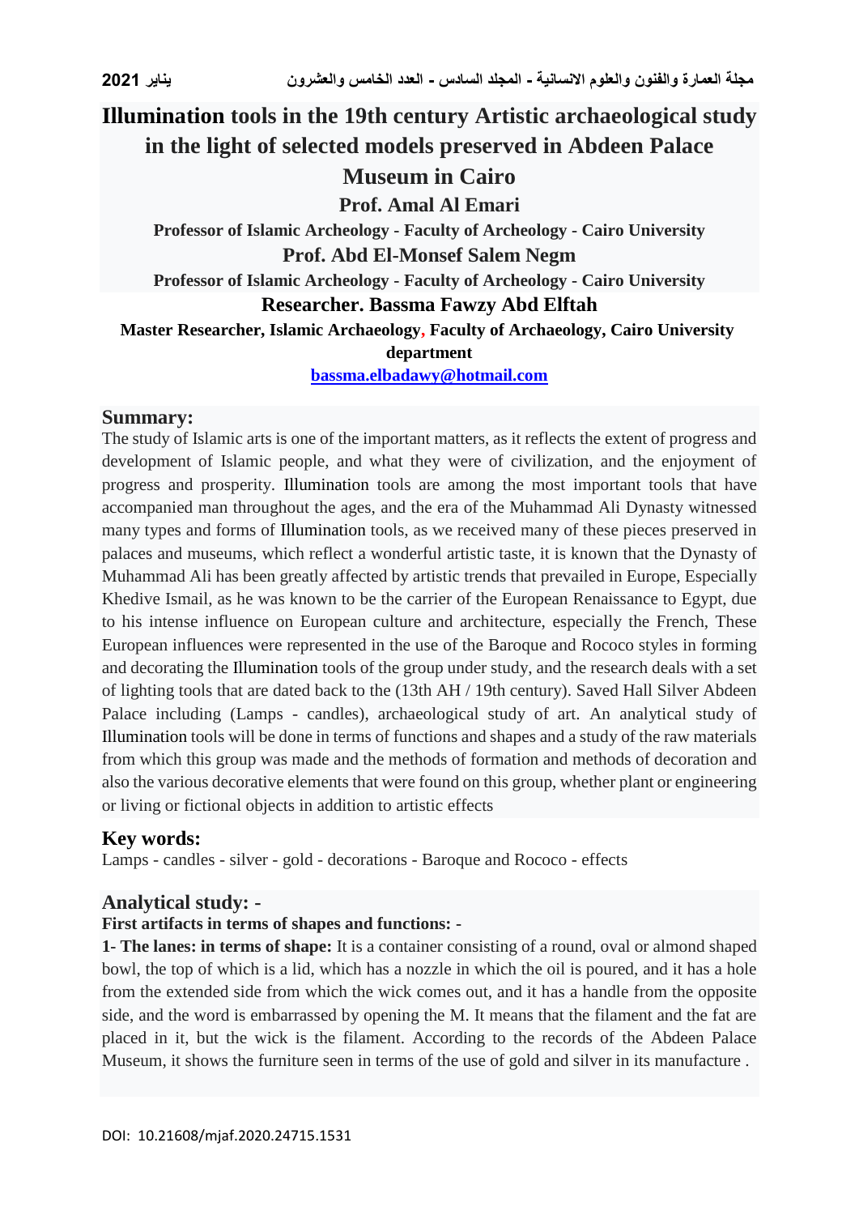# Illumination tools in the 19th century Artistic archaeological study in the light of selected models preserved in Abdeen Palace Museum in Cairo

**Prof. Amal Al Emari**

**Professor of Islamic Archeology - Faculty of Archeology - Cairo University**

**Prof. Abd El-Monsef Salem Negm**

**Professor of Islamic Archeology - Faculty of Archeology - Cairo University**

**Researcher. Bassma Fawzy Abd Elftah**

**Master Researcher, Islamic Archaeology, Faculty of Archaeology, Cairo University department**

bassma.elbadawy@hotmail.com

## Summary:

The study of Islamic arts is one of the important matters, as it reflects the extent of progress and development of Islamic people, and what they were of civilization, and the enjoyment of progress and prosperity. Illumination tools are among the most important tools that have accompanied man throughout the ages, and the era of the Muhammad Ali Dynasty witnessed many types and forms of Illumination tools, as we received many of these pieces preserved in palaces and museums, which reflect a wonderful artistic taste, it is known that the Dynasty of Muhammad Ali has been greatly affected by artistic trends that prevailed in Europe, Especially Khedive Ismail, as he was known to be the carrier of the European Renaissance to Egypt, due to his intense influence on European culture and architecture, especially the French, These European influences were represented in the use of the Baroque and Rococo styles in forming and decorating the Illumination tools of the group under study, and the research deals with a set of lighting tools that are dated back to the (13th AH / 19th century). Saved Hall Silver Abdeen Palace including (Lamps - candles), archaeological study of art. An analytical study of Illumination tools will be done in terms of functions and shapes and a study of the raw materials from which this group was made and the methods of formation and methods of decoration and also the various decorative elements that were found on this group, whether plant or engineering or living or fictional objects in addition to artistic effects

## Key words:

Lamps - candles - silver - gold - decorations - Baroque and Rococo - effects

## Analytical study: -

**First artifacts in terms of shapes and functions: -**

**1- The lanes: in terms of shape:** It is a container consisting of a round, oval or almond shaped bowl, the top of which is a lid, which has a nozzle in which the oil is poured, and it has a hole from the extended side from which the wick comes out, and it has a handle from the opposite side, and the word is embarrassed by opening the M. It means that the filament and the fat are placed in it, but the wick is the filament. According to the records of the Abdeen Palace Museum, it shows the furniture seen in terms of the use of gold and silver in its manufacture .

DOI: 10.21608/mjaf.2020.24715.1531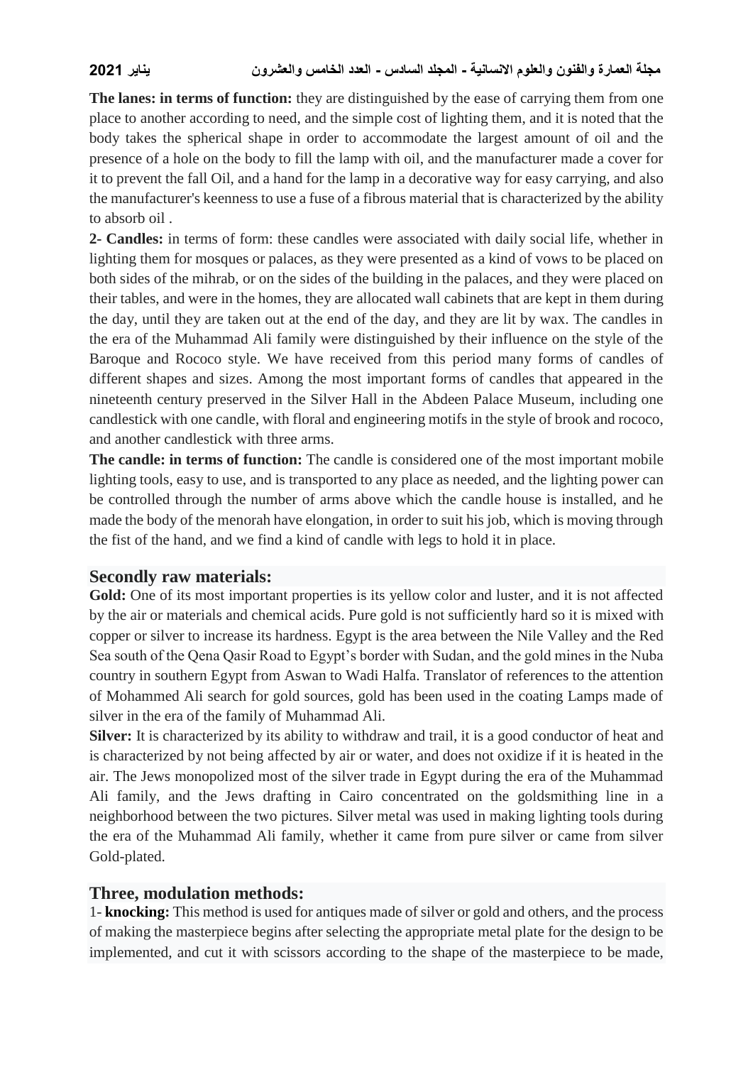**The lanes: in terms of function:** they are distinguished by the ease of carrying them from one place to another according to need, and the simple cost of lighting them, and it is noted that the body takes the spherical shape in order to accommodate the largest amount of oil and the presence of a hole on the body to fill the lamp with oil, and the manufacturer made a cover for it to prevent the fall Oil, and a hand for the lamp in a decorative way for easy carrying, and also the manufacturer's keenness to use a fuse of a fibrous material that is characterized by the ability to absorb oil .

**2- Candles:** in terms of form: these candles were associated with daily social life, whether in lighting them for mosques or palaces, as they were presented as a kind of vows to be placed on both sides of the mihrab, or on the sides of the building in the palaces, and they were placed on their tables, and were in the homes, they are allocated wall cabinets that are kept in them during the day, until they are taken out at the end of the day, and they are lit by wax. The candles in the era of the Muhammad Ali family were distinguished by their influence on the style of the Baroque and Rococo style. We have received from this period many forms of candles of different shapes and sizes. Among the most important forms of candles that appeared in the nineteenth century preserved in the Silver Hall in the Abdeen Palace Museum, including one candlestick with one candle, with floral and engineering motifs in the style of brook and rococo, and another candlestick with three arms.

**The candle: in terms of function:** The candle is considered one of the most important mobile lighting tools, easy to use, and is transported to any place as needed, and the lighting power can be controlled through the number of arms above which the candle house is installed, and he made the body of the menorah have elongation, in order to suit his job, which is moving through the fist of the hand, and we find a kind of candle with legs to hold it in place.

## Secondly raw materials:

**Gold:** One of its most important properties is its yellow color and luster, and it is not affected by the air or materials and chemical acids. Pure gold is not sufficiently hard so it is mixed with copper or silver to increase its hardness. Egypt is the area between the Nile Valley and the Red Sea south of the Qena Qasir Road to Egypt's border with Sudan, and the gold mines in the Nuba country in southern Egypt from Aswan to Wadi Halfa. Translator of references to the attention of Mohammed Ali search for gold sources, gold has been used in the coating Lamps made of silver in the era of the family of Muhammad Ali.

**Silver:** It is characterized by its ability to withdraw and trail, it is a good conductor of heat and is characterized by not being affected by air or water, and does not oxidize if it is heated in the air. The Jews monopolized most of the silver trade in Egypt during the era of the Muhammad Ali family, and the Jews drafting in Cairo concentrated on the goldsmithing line in a neighborhood between the two pictures. Silver metal was used in making lighting tools during the era of the Muhammad Ali family, whether it came from pure silver or came from silver Gold-plated.

## Three, modulation methods:

1- **knocking:** This method is used for antiques made of silver or gold and others, and the process of making the masterpiece begins after selecting the appropriate metal plate for the design to be implemented, and cut it with scissors according to the shape of the masterpiece to be made,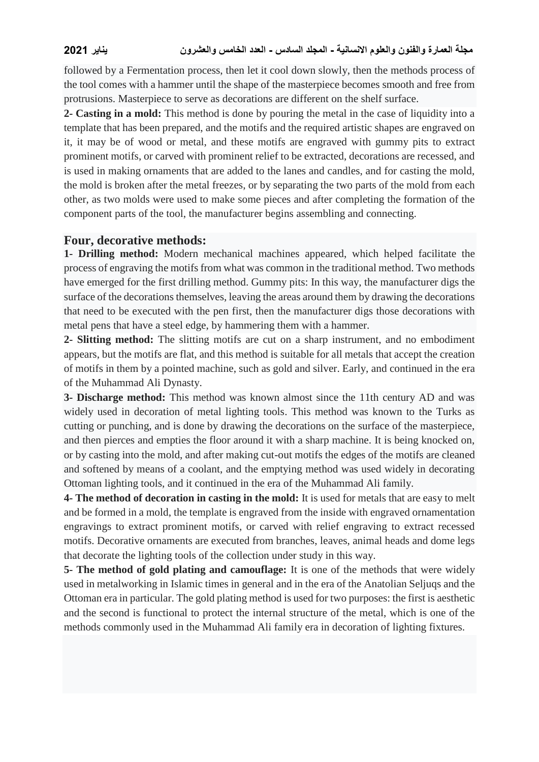followed by a Fermentation process, then let it cool down slowly, then the methods process of the tool comes with a hammer until the shape of the masterpiece becomes smooth and free from protrusions. Masterpiece to serve as decorations are different on the shelf surface.

**2- Casting in a mold:** This method is done by pouring the metal in the case of liquidity into a template that has been prepared, and the motifs and the required artistic shapes are engraved on it, it may be of wood or metal, and these motifs are engraved with gummy pits to extract prominent motifs, or carved with prominent relief to be extracted, decorations are recessed, and is used in making ornaments that are added to the lanes and candles, and for casting the mold, the mold is broken after the metal freezes, or by separating the two parts of the mold from each other, as two molds were used to make some pieces and after completing the formation of the component parts of the tool, the manufacturer begins assembling and connecting.

## Four, decorative methods:

**1- Drilling method:** Modern mechanical machines appeared, which helped facilitate the process of engraving the motifs from what was common in the traditional method. Two methods have emerged for the first drilling method. Gummy pits: In this way, the manufacturer digs the surface of the decorations themselves, leaving the areas around them by drawing the decorations that need to be executed with the pen first, then the manufacturer digs those decorations with metal pens that have a steel edge, by hammering them with a hammer.

**2- Slitting method:** The slitting motifs are cut on a sharp instrument, and no embodiment appears, but the motifs are flat, and this method is suitable for all metals that accept the creation of motifs in them by a pointed machine, such as gold and silver. Early, and continued in the era of the Muhammad Ali Dynasty.

**3- Discharge method:** This method was known almost since the 11th century AD and was widely used in decoration of metal lighting tools. This method was known to the Turks as cutting or punching, and is done by drawing the decorations on the surface of the masterpiece, and then pierces and empties the floor around it with a sharp machine. It is being knocked on, or by casting into the mold, and after making cut-out motifs the edges of the motifs are cleaned and softened by means of a coolant, and the emptying method was used widely in decorating Ottoman lighting tools, and it continued in the era of the Muhammad Ali family.

**4- The method of decoration in casting in the mold:** It is used for metals that are easy to melt and be formed in a mold, the template is engraved from the inside with engraved ornamentation engravings to extract prominent motifs, or carved with relief engraving to extract recessed motifs. Decorative ornaments are executed from branches, leaves, animal heads and dome legs that decorate the lighting tools of the collection under study in this way.

**5- The method of gold plating and camouflage:** It is one of the methods that were widely used in metalworking in Islamic times in general and in the era of the Anatolian Seljuqs and the Ottoman era in particular. The gold plating method is used for two purposes: the first is aesthetic and the second is functional to protect the internal structure of the metal, which is one of the methods commonly used in the Muhammad Ali family era in decoration of lighting fixtures.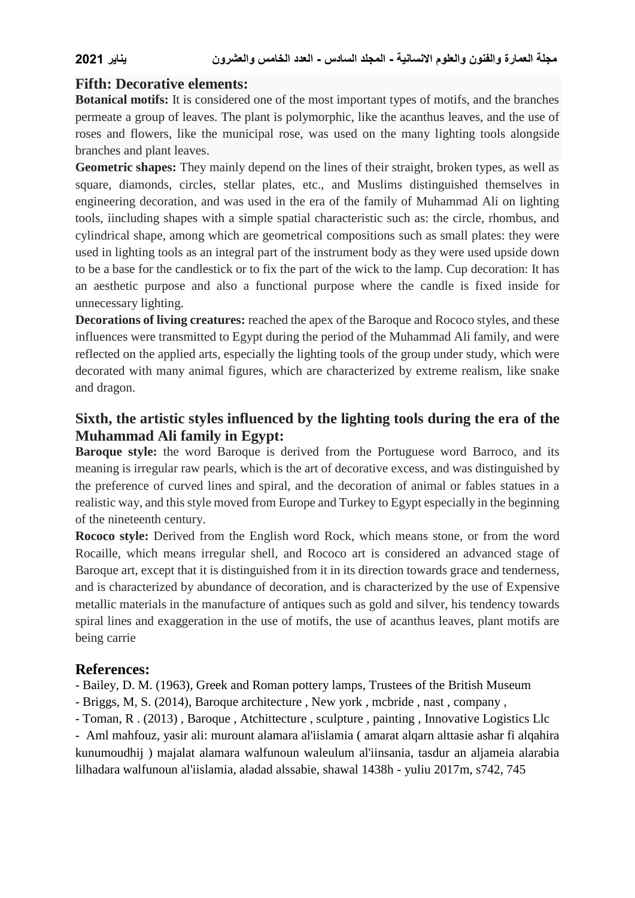## Fifth: Decorative elements:

**Botanical motifs:** It is considered one of the most important types of motifs, and the branches permeate a group of leaves. The plant is polymorphic, like the acanthus leaves, and the use of roses and flowers, like the municipal rose, was used on the many lighting tools alongside branches and plant leaves.

**Geometric shapes:** They mainly depend on the lines of their straight, broken types, as well as square, diamonds, circles, stellar plates, etc., and Muslims distinguished themselves in engineering decoration, and was used in the era of the family of Muhammad Ali on lighting tools, iincluding shapes with a simple spatial characteristic such as: the circle, rhombus, and cylindrical shape, among which are geometrical compositions such as small plates: they were used in lighting tools as an integral part of the instrument body as they were used upside down to be a base for the candlestick or to fix the part of the wick to the lamp. Cup decoration: It has an aesthetic purpose and also a functional purpose where the candle is fixed inside for unnecessary lighting.

**Decorations of living creatures:** reached the apex of the Baroque and Rococo styles, and these influences were transmitted to Egypt during the period of the Muhammad Ali family, and were reflected on the applied arts, especially the lighting tools of the group under study, which were decorated with many animal figures, which are characterized by extreme realism, like snake and dragon.

## Sixth, the artistic styles influenced by the lighting tools during the era of the Muhammad Ali family in Egypt:

**Baroque style:** the word Baroque is derived from the Portuguese word Barroco, and its meaning is irregular raw pearls, which is the art of decorative excess, and was distinguished by the preference of curved lines and spiral, and the decoration of animal or fables statues in a realistic way, and this style moved from Europe and Turkey to Egypt especially in the beginning of the nineteenth century.

**Rococo style:** Derived from the English word Rock, which means stone, or from the word Rocaille, which means irregular shell, and Rococo art is considered an advanced stage of Baroque art, except that it is distinguished from it in its direction towards grace and tenderness, and is characterized by abundance of decoration, and is characterized by the use of Expensive metallic materials in the manufacture of antiques such as gold and silver, his tendency towards spiral lines and exaggeration in the use of motifs, the use of acanthus leaves, plant motifs are being carrie

## References:

- Bailey, D. M. (1963), Greek and Roman pottery lamps, Trustees of the British Museum
- Briggs, M, S. (2014), Baroque architecture , New york , mcbride , nast , company ,
- Toman, R . (2013) , Baroque , Atchittecture , sculpture , painting , Innovative Logistics Llc
- Aml mahfouz, yasir ali: murount alamara al'iislamia ( amarat alqarn alttasie ashar fi alqahira kunumoudhij ) majalat alamara walfunoun waleulum al'iinsania, tasdur an aljameia alarabia lilhadara walfunoun al'iislamia, aladad alssabie, shawal 1438h - yuliu 2017m, s742, 745